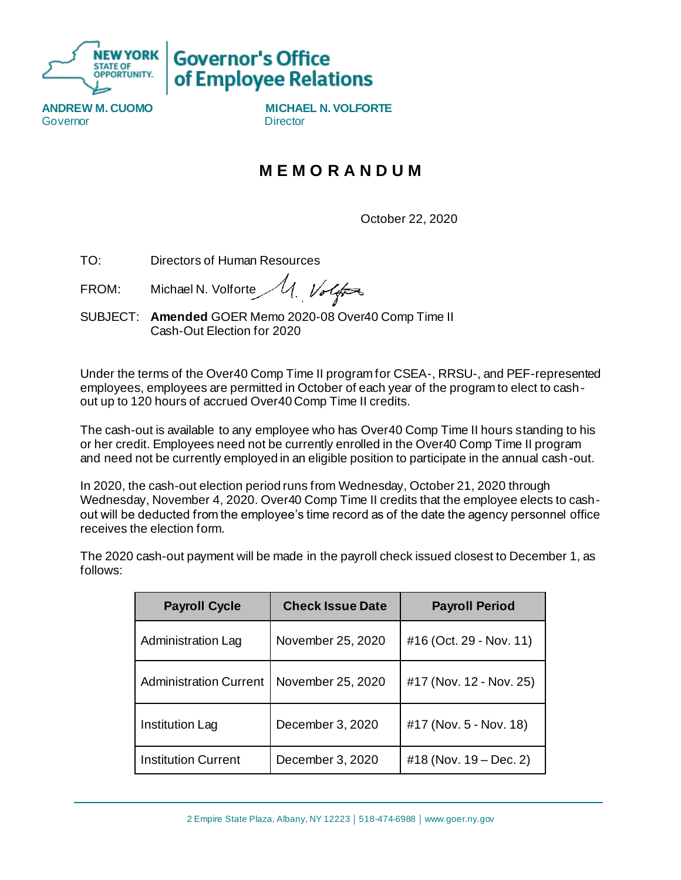**Governor's Office of Employee Relations**

**ANDREW M. CUOMO**
Governor

**MICHAEL N. VOLFORTE**
Director

# M E M O R A N D U M

October 22, 2020

TO: Directors of Human Resources

FROM: Michael N. Volforte

SUBJECT: **Amended** GOER Memo 2020-08 Over40 Comp Time II Cash-Out Election for 2020

Under the terms of the Over40 Comp Time II program for CSEA-, RRSU-, and PEF-represented employees, employees are permitted in October of each year of the program to elect to cash-out up to 120 hours of accrued Over40 Comp Time II credits.

The cash-out is available to any employee who has Over40 Comp Time II hours standing to his or her credit. Employees need not be currently enrolled in the Over40 Comp Time II program and need not be currently employed in an eligible position to participate in the annual cash-out.

In 2020, the cash-out election period runs from Wednesday, October 21, 2020 through Wednesday, November 4, 2020. Over40 Comp Time II credits that the employee elects to cash-out will be deducted from the employee's time record as of the date the agency personnel office receives the election form.

The 2020 cash-out payment will be made in the payroll check issued closest to December 1, as follows:

| Payroll Cycle | Check Issue Date | Payroll Period |
| --- | --- | --- |
| Administration Lag | November 25, 2020 | #16 (Oct. 29 - Nov. 11) |
| Administration Current | November 25, 2020 | #17 (Nov. 12 - Nov. 25) |
| Institution Lag | December 3, 2020 | #17 (Nov. 5 - Nov. 18) |
| Institution Current | December 3, 2020 | #18 (Nov. 19 – Dec. 2) |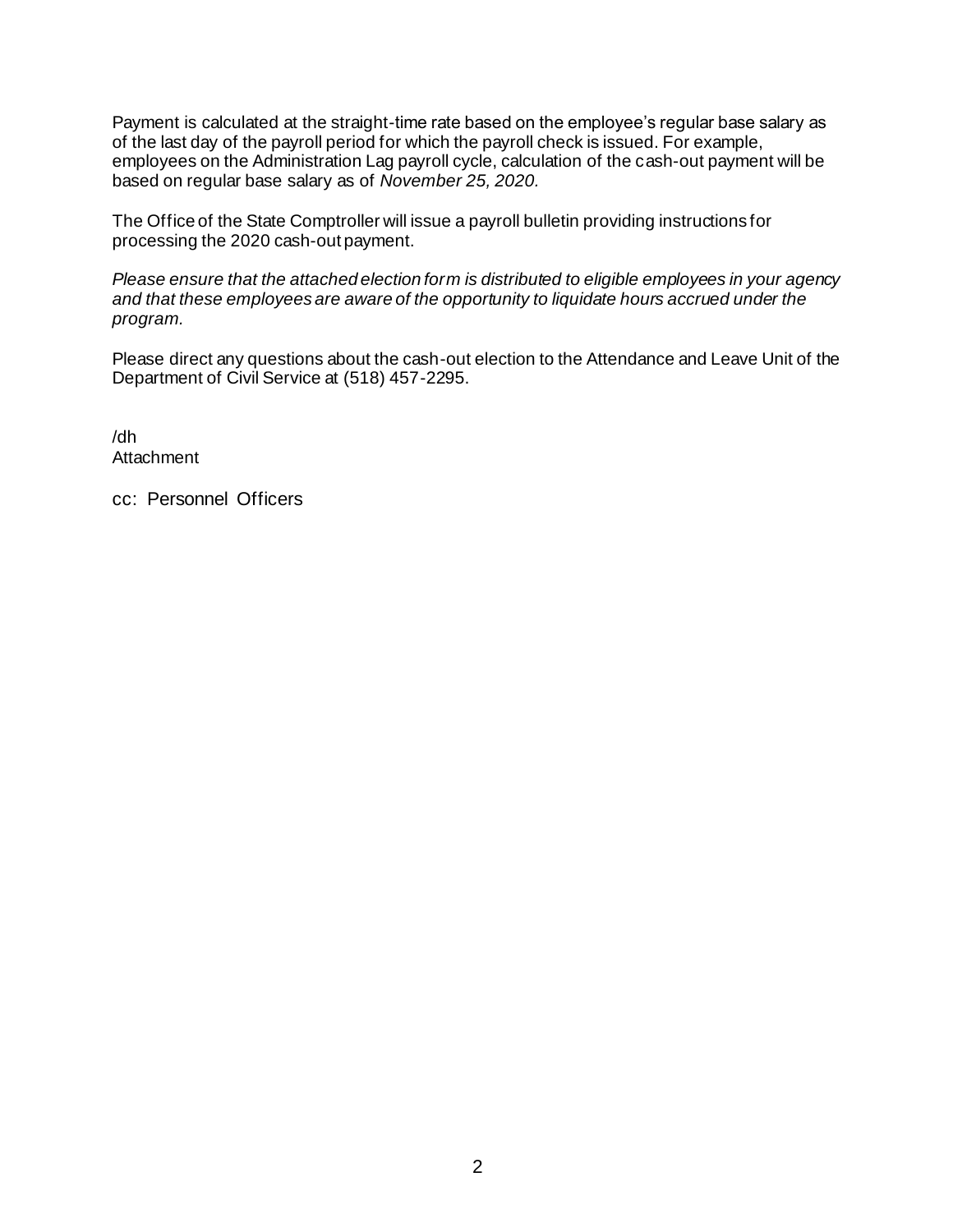Payment is calculated at the straight-time rate based on the employee's regular base salary as of the last day of the payroll period for which the payroll check is issued. For example, employees on the Administration Lag payroll cycle, calculation of the cash-out payment will be based on regular base salary as of *November 25, 2020.*

The Office of the State Comptroller will issue a payroll bulletin providing instructions for processing the 2020 cash-out payment.

*Please ensure that the attached election form is distributed to eligible employees in your agency and that these employees are aware of the opportunity to liquidate hours accrued under the program.*

Please direct any questions about the cash-out election to the Attendance and Leave Unit of the Department of Civil Service at (518) 457-2295.

/dh
Attachment

cc: Personnel Officers